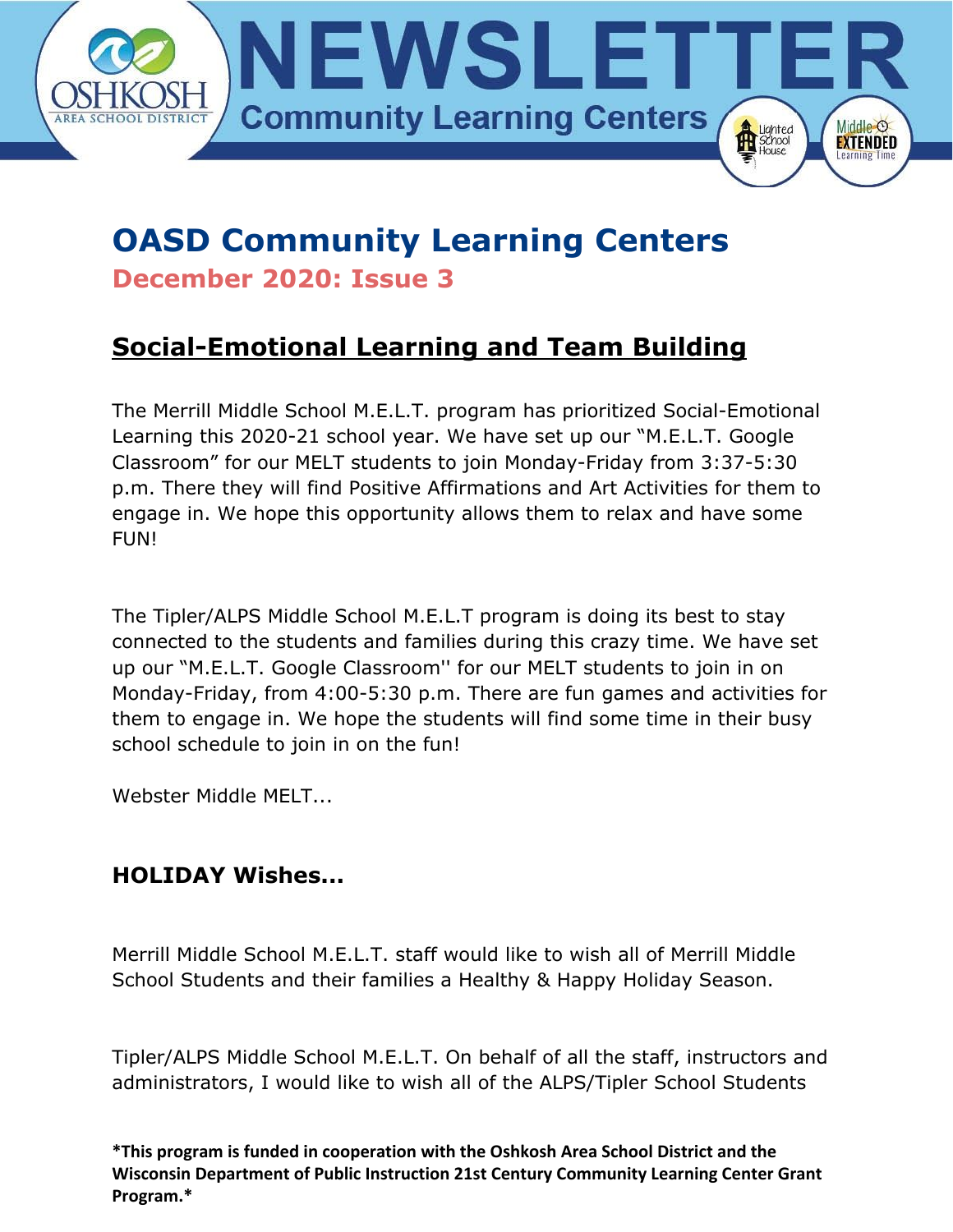# NEWSLETTER

Community Learning Centers

## OASD Community Learning Centers

**December 2020: Issue 3**

## Social-Emotional Learning and Team Building

The Merrill Middle School M.E.L.T. program has prioritized Social-Emotional Learning this 2020-21 school year. We have set up our "M.E.L.T. Google Classroom" for our MELT students to join Monday-Friday from 3:37-5:30 p.m. There they will find Positive Affirmations and Art Activities for them to engage in. We hope this opportunity allows them to relax and have some FUN!

The Tipler/ALPS Middle School M.E.L.T program is doing its best to stay connected to the students and families during this crazy time. We have set up our "M.E.L.T. Google Classroom'' for our MELT students to join in on Monday-Friday, from 4:00-5:30 p.m. There are fun games and activities for them to engage in. We hope the students will find some time in their busy school schedule to join in on the fun!

Webster Middle MELT...

### HOLIDAY Wishes...

Merrill Middle School M.E.L.T. staff would like to wish all of Merrill Middle School Students and their families a Healthy & Happy Holiday Season.

Tipler/ALPS Middle School M.E.L.T. On behalf of all the staff, instructors and administrators, I would like to wish all of the ALPS/Tipler School Students

**\*This program is funded in cooperation with the Oshkosh Area School District and the Wisconsin Department of Public Instruction 21st Century Community Learning Center Grant Program.\***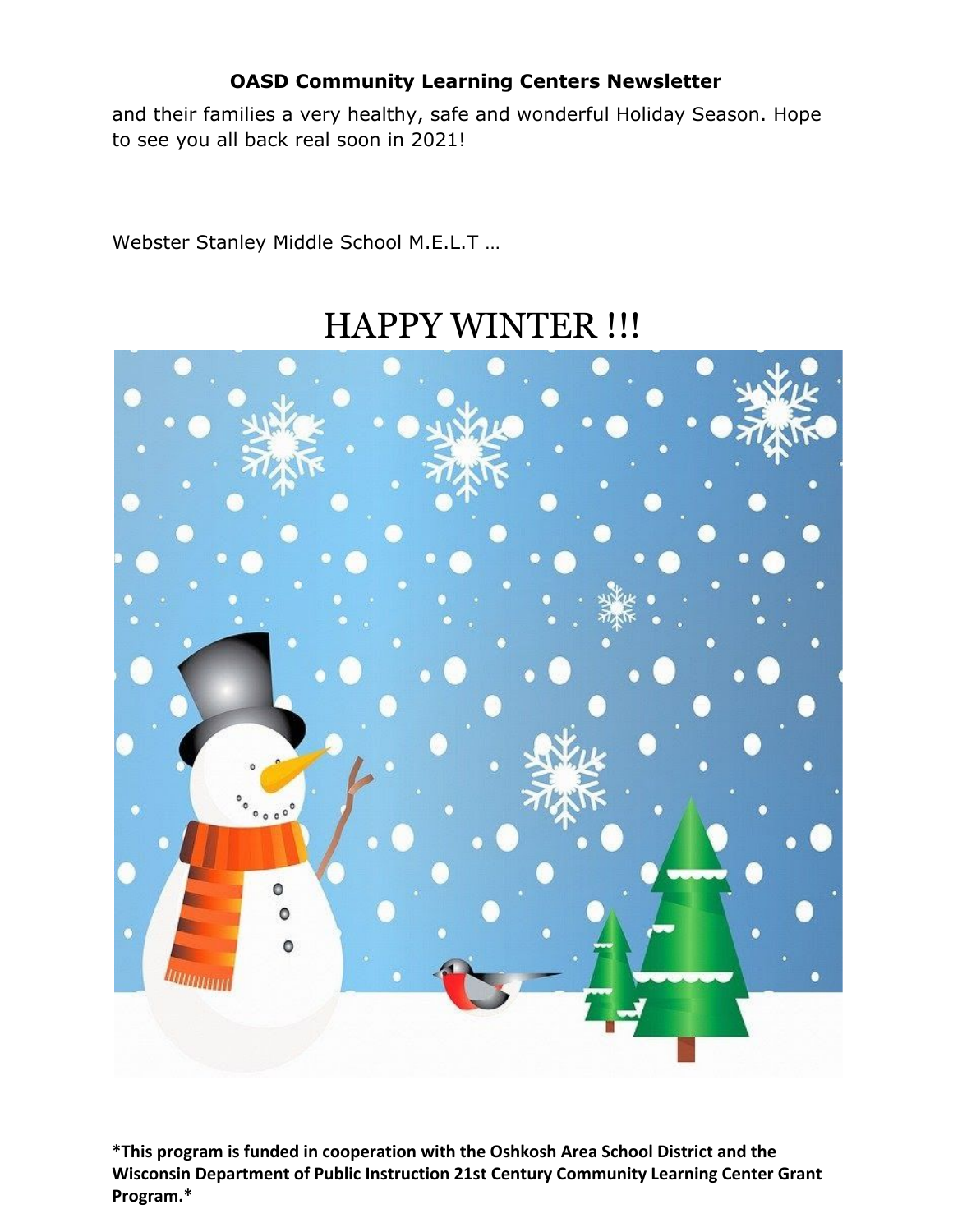and their families a very healthy, safe and wonderful Holiday Season. Hope to see you all back real soon in 2021!

Webster Stanley Middle School M.E.L.T …

# HAPPY WINTER !!!

**\*This program is funded in cooperation with the Oshkosh Area School District and the Wisconsin Department of Public Instruction 21st Century Community Learning Center Grant Program.\***